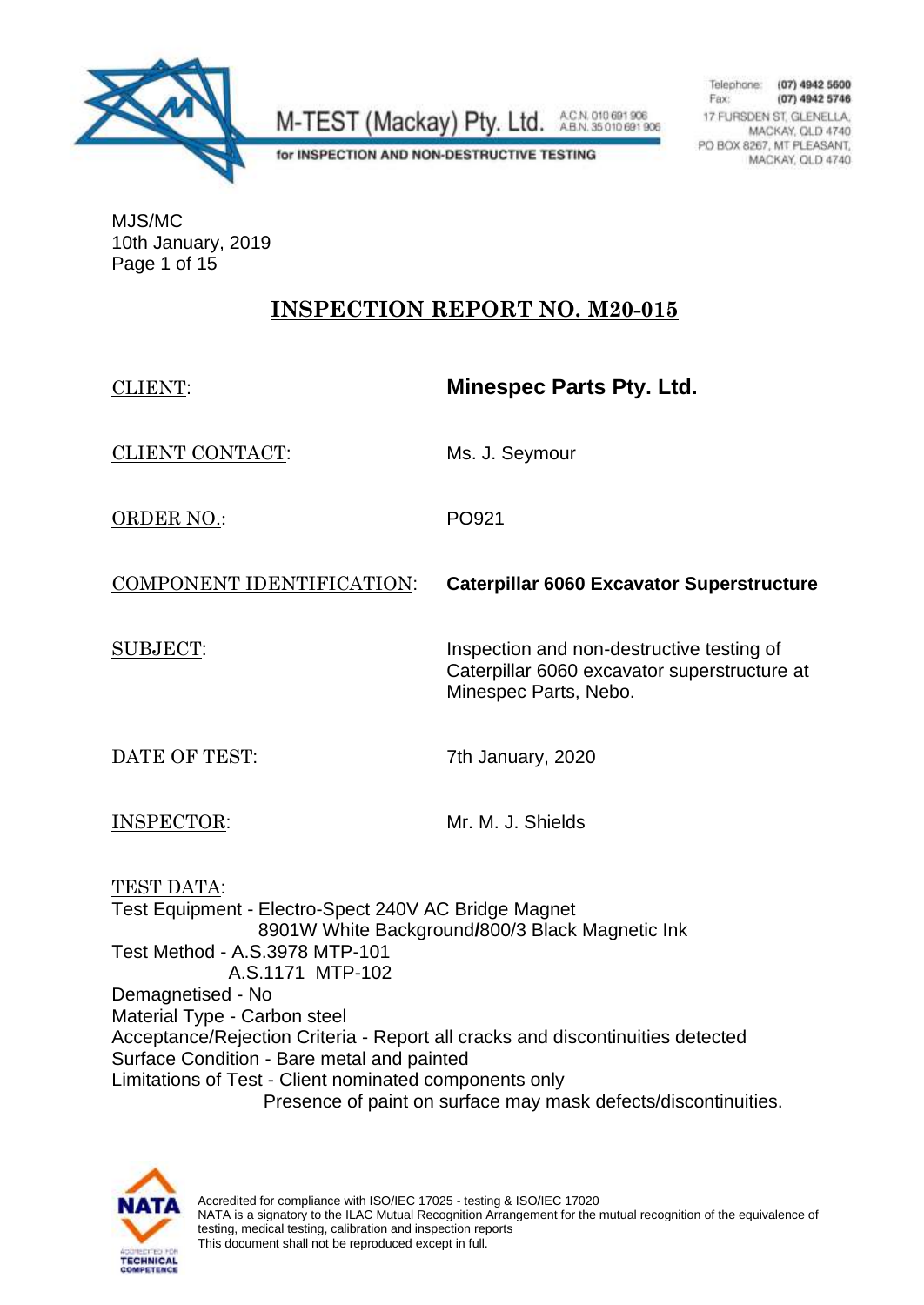M-TEST (Mackay) Pty. Ltd. A.C.N. 010 691 906 A.B.N. 35 010 691 906

for INSPECTION AND NON-DESTRUCTIVE TESTING

Telephone: (07) 4942 5600
Fax: (07) 4942 5746
17 FURSDEN ST, GLENELLA, MACKAY, QLD 4740
PO BOX 8267, MT PLEASANT, MACKAY, QLD 4740

MJS/MC
10th January, 2019
Page 1 of 15

# INSPECTION REPORT NO. M20-015

| | |
|---|---|
| CLIENT: | **Minespec Parts Pty. Ltd.** |
| CLIENT CONTACT: | Ms. J. Seymour |
| ORDER NO.: | PO921 |
| COMPONENT IDENTIFICATION: | **Caterpillar 6060 Excavator Superstructure** |
| SUBJECT: | Inspection and non-destructive testing of Caterpillar 6060 excavator superstructure at Minespec Parts, Nebo. |
| DATE OF TEST: | 7th January, 2020 |
| INSPECTOR: | Mr. M. J. Shields |

TEST DATA:
Test Equipment - Electro-Spect 240V AC Bridge Magnet
8901W White Background/800/3 Black Magnetic Ink
Test Method - A.S.3978 MTP-101
A.S.1171 MTP-102
Demagnetised - No
Material Type - Carbon steel
Acceptance/Rejection Criteria - Report all cracks and discontinuities detected
Surface Condition - Bare metal and painted
Limitations of Test - Client nominated components only
Presence of paint on surface may mask defects/discontinuities.

Accredited for compliance with ISO/IEC 17025 - testing & ISO/IEC 17020
NATA is a signatory to the ILAC Mutual Recognition Arrangement for the mutual recognition of the equivalence of testing, medical testing, calibration and inspection reports
This document shall not be reproduced except in full.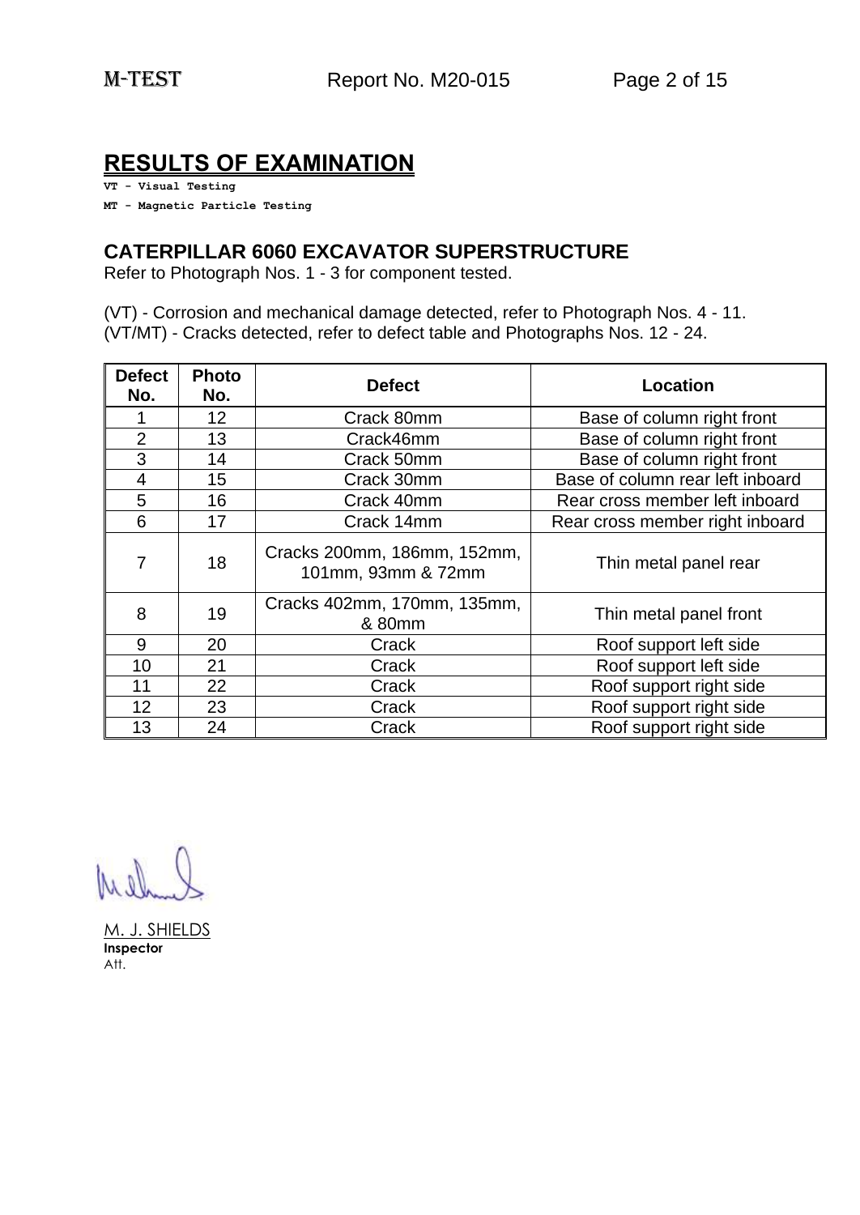# RESULTS OF EXAMINATION

**VT - Visual Testing**

**MT - Magnetic Particle Testing**

## CATERPILLAR 6060 EXCAVATOR SUPERSTRUCTURE

Refer to Photograph Nos. 1 - 3 for component tested.

(VT) - Corrosion and mechanical damage detected, refer to Photograph Nos. 4 - 11.
(VT/MT) - Cracks detected, refer to defect table and Photographs Nos. 12 - 24.

| Defect No. | Photo No. | Defect | Location |
|---|---|---|---|
| 1 | 12 | Crack 80mm | Base of column right front |
| 2 | 13 | Crack46mm | Base of column right front |
| 3 | 14 | Crack 50mm | Base of column right front |
| 4 | 15 | Crack 30mm | Base of column rear left inboard |
| 5 | 16 | Crack 40mm | Rear cross member left inboard |
| 6 | 17 | Crack 14mm | Rear cross member right inboard |
| 7 | 18 | Cracks 200mm, 186mm, 152mm, 101mm, 93mm & 72mm | Thin metal panel rear |
| 8 | 19 | Cracks 402mm, 170mm, 135mm, & 80mm | Thin metal panel front |
| 9 | 20 | Crack | Roof support left side |
| 10 | 21 | Crack | Roof support left side |
| 11 | 22 | Crack | Roof support right side |
| 12 | 23 | Crack | Roof support right side |
| 13 | 24 | Crack | Roof support right side |

M. J. SHIELDS
**Inspector**
Att.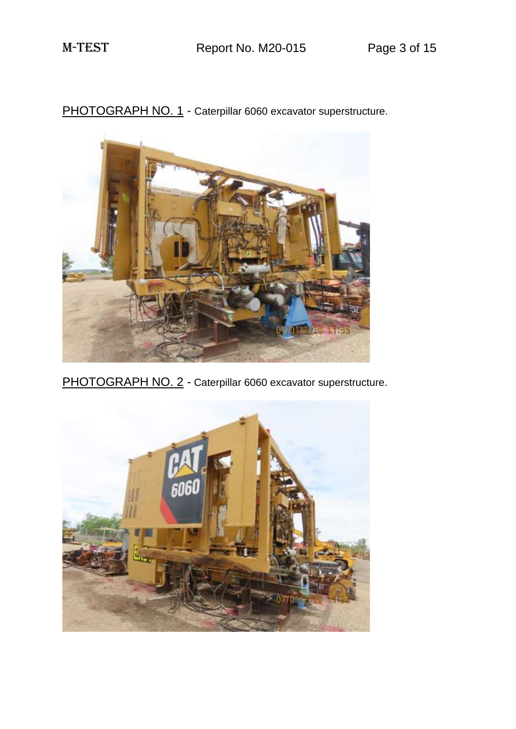PHOTOGRAPH NO. 1 - Caterpillar 6060 excavator superstructure.

PHOTOGRAPH NO. 2 - Caterpillar 6060 excavator superstructure.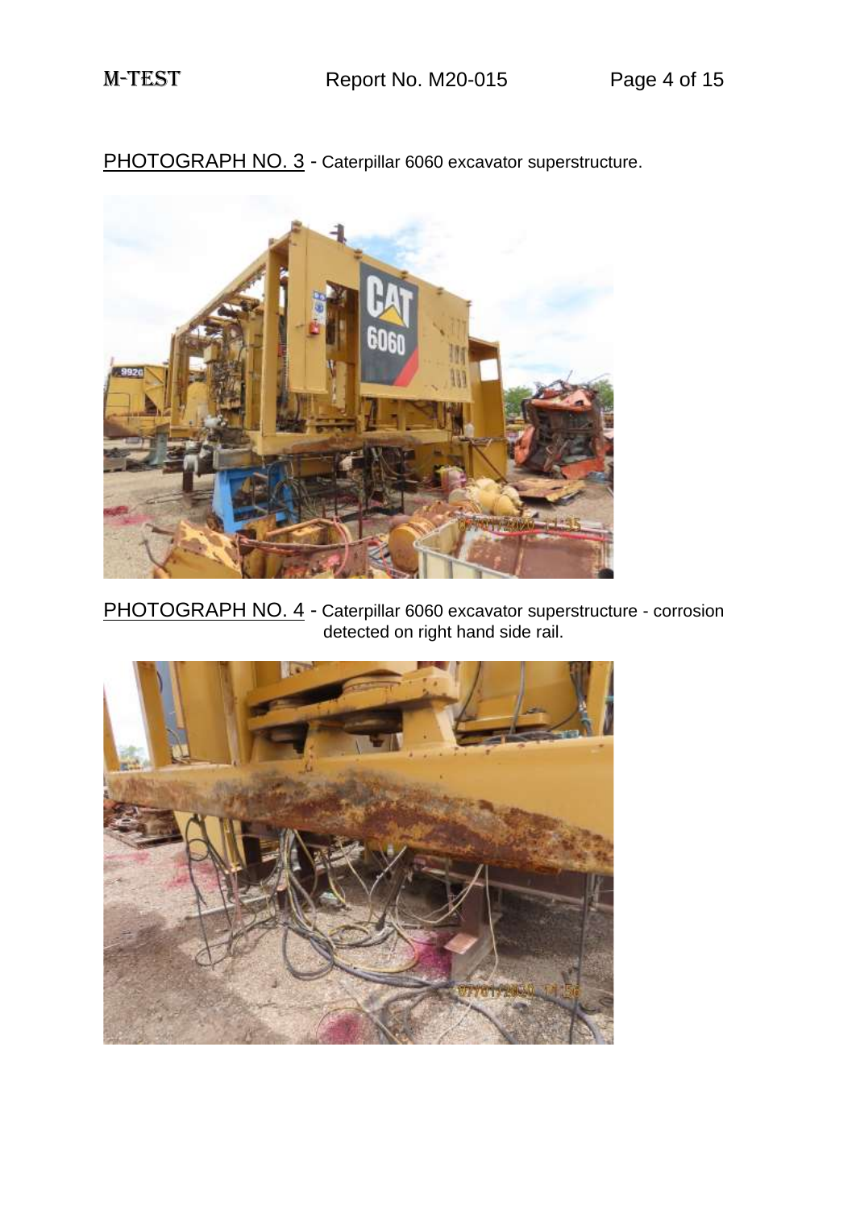PHOTOGRAPH NO. 3 - Caterpillar 6060 excavator superstructure.

PHOTOGRAPH NO. 4 - Caterpillar 6060 excavator superstructure - corrosion detected on right hand side rail.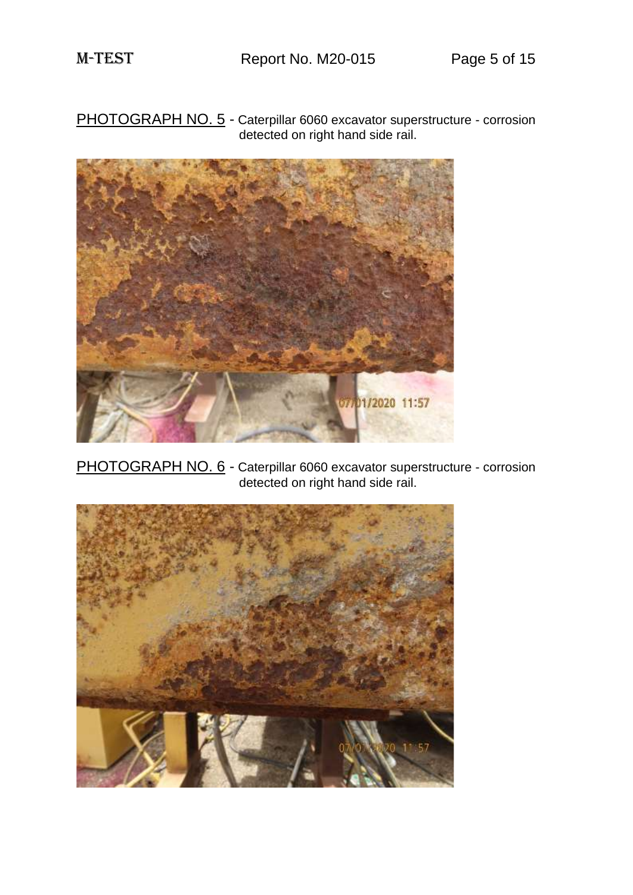PHOTOGRAPH NO. 5 - Caterpillar 6060 excavator superstructure - corrosion detected on right hand side rail.

PHOTOGRAPH NO. 6 - Caterpillar 6060 excavator superstructure - corrosion detected on right hand side rail.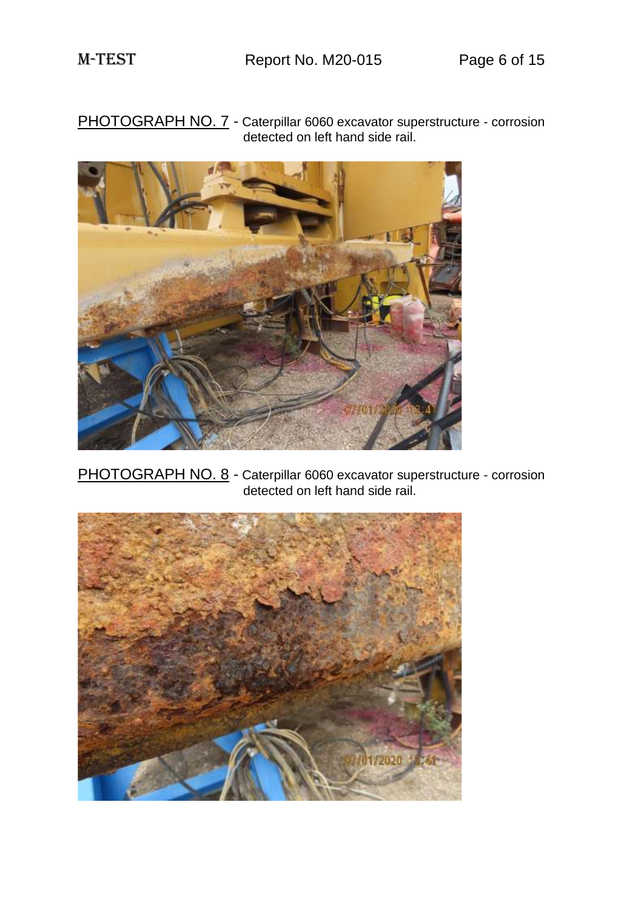PHOTOGRAPH NO. 7 - Caterpillar 6060 excavator superstructure - corrosion detected on left hand side rail.

PHOTOGRAPH NO. 8 - Caterpillar 6060 excavator superstructure - corrosion detected on left hand side rail.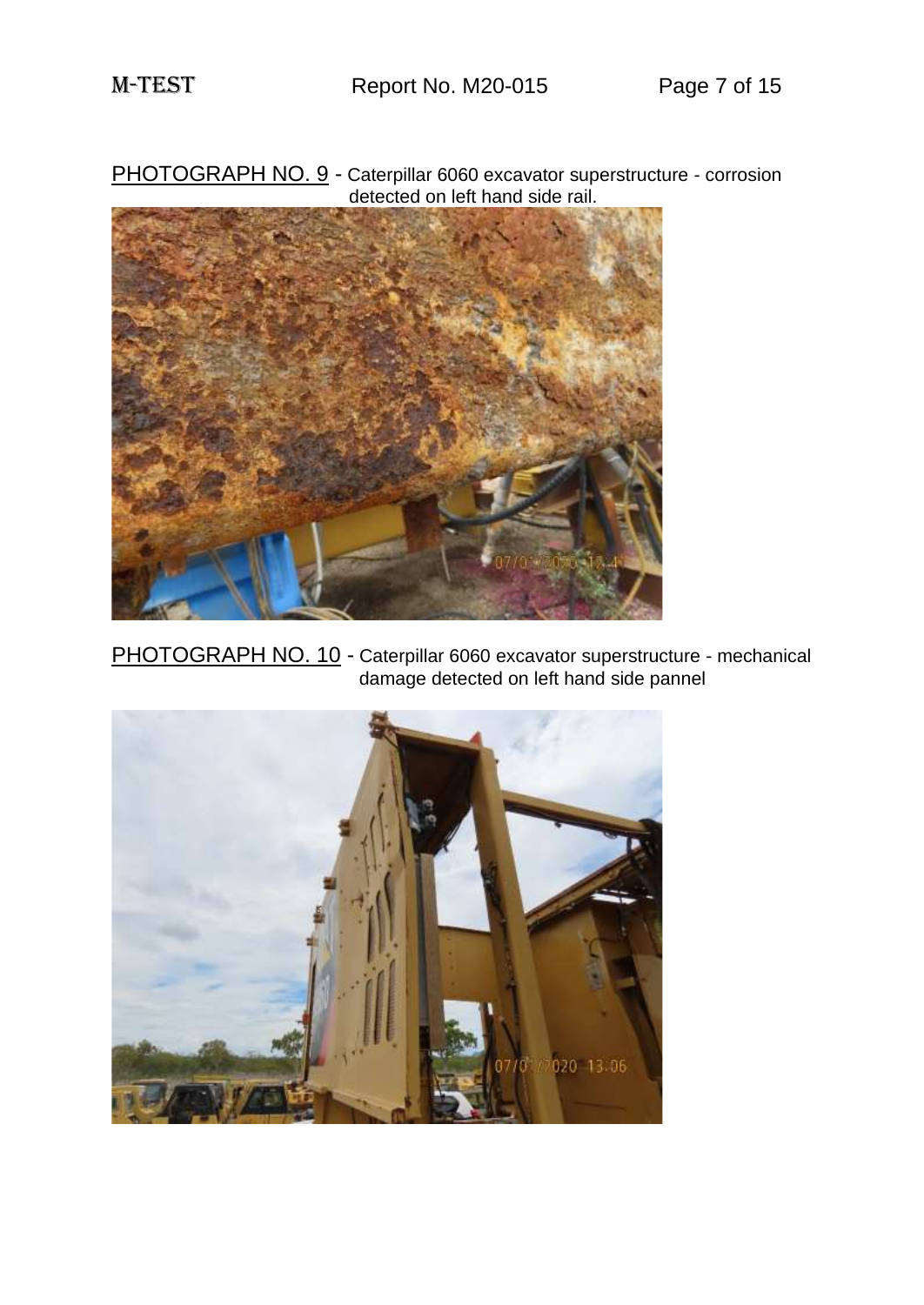PHOTOGRAPH NO. 9 - Caterpillar 6060 excavator superstructure - corrosion detected on left hand side rail.

PHOTOGRAPH NO. 10 - Caterpillar 6060 excavator superstructure - mechanical damage detected on left hand side pannel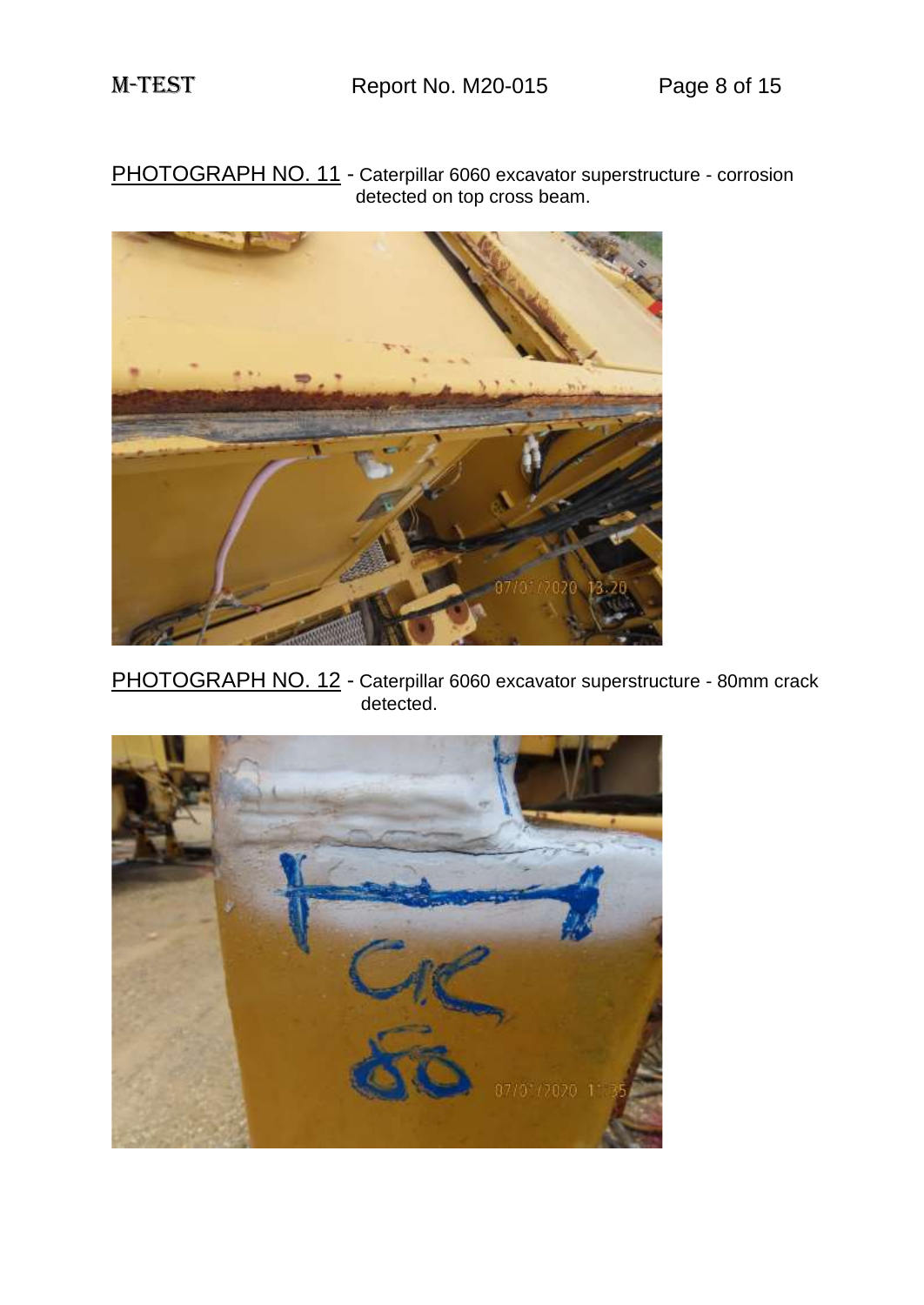PHOTOGRAPH NO. 11 - Caterpillar 6060 excavator superstructure - corrosion detected on top cross beam.

PHOTOGRAPH NO. 12 - Caterpillar 6060 excavator superstructure - 80mm crack detected.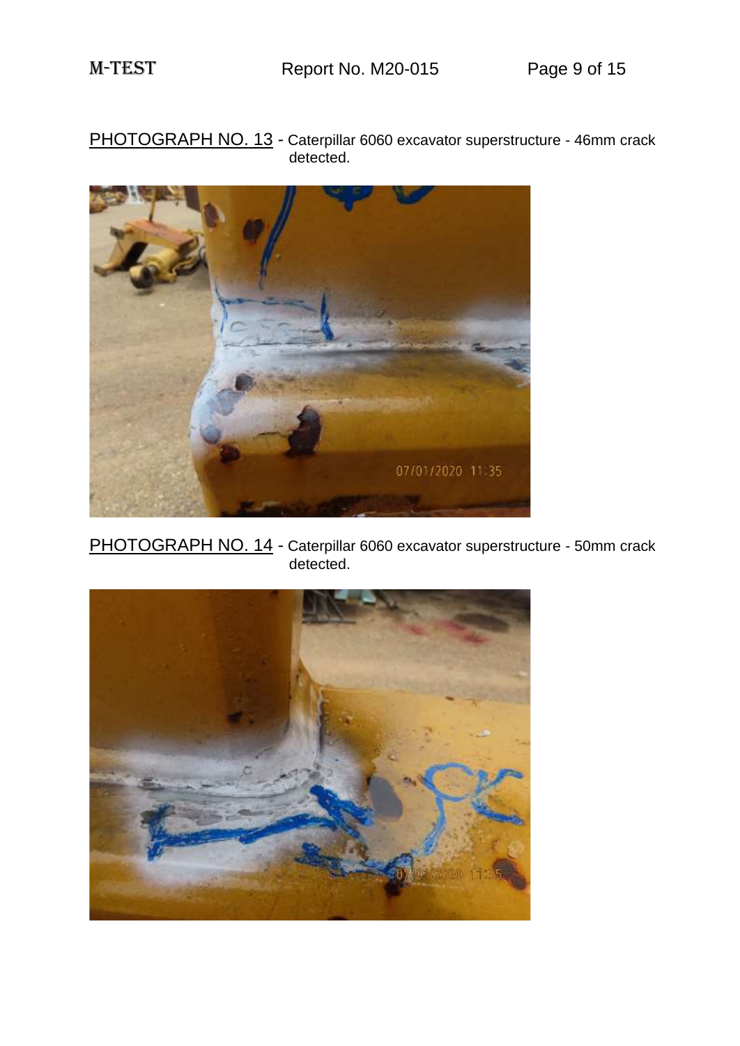PHOTOGRAPH NO. 13 - Caterpillar 6060 excavator superstructure - 46mm crack detected.

PHOTOGRAPH NO. 14 - Caterpillar 6060 excavator superstructure - 50mm crack detected.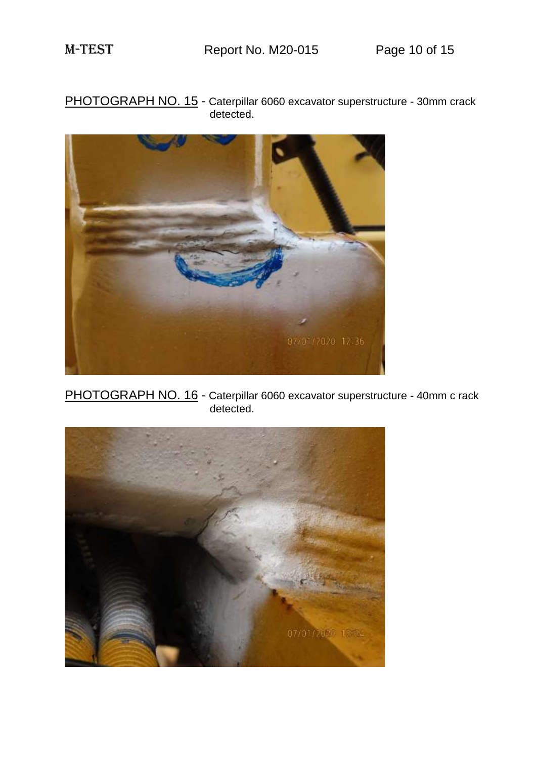PHOTOGRAPH NO. 15 - Caterpillar 6060 excavator superstructure - 30mm crack detected.

PHOTOGRAPH NO. 16 - Caterpillar 6060 excavator superstructure - 40mm c rack detected.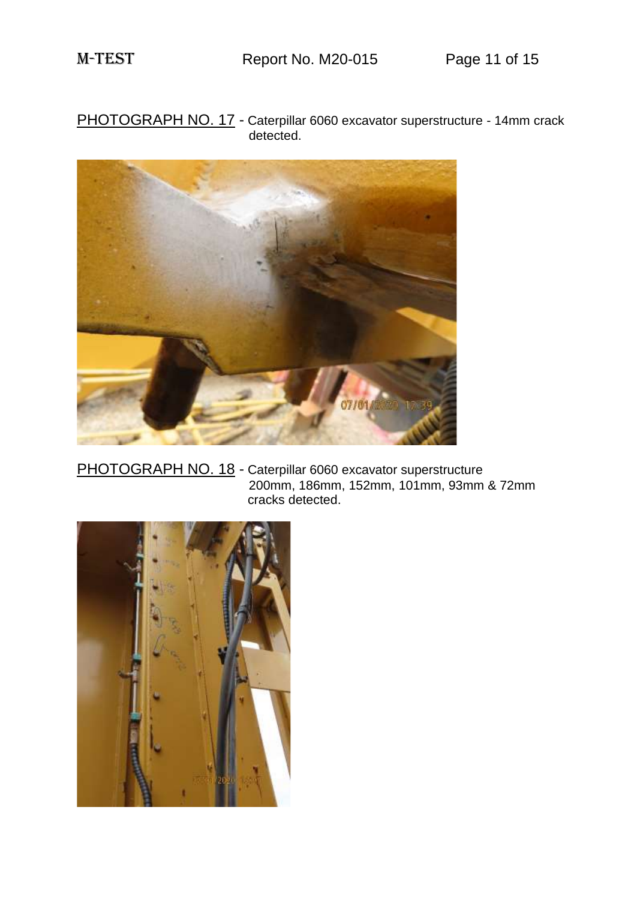PHOTOGRAPH NO. 17 - Caterpillar 6060 excavator superstructure - 14mm crack detected.

PHOTOGRAPH NO. 18 - Caterpillar 6060 excavator superstructure 200mm, 186mm, 152mm, 101mm, 93mm & 72mm cracks detected.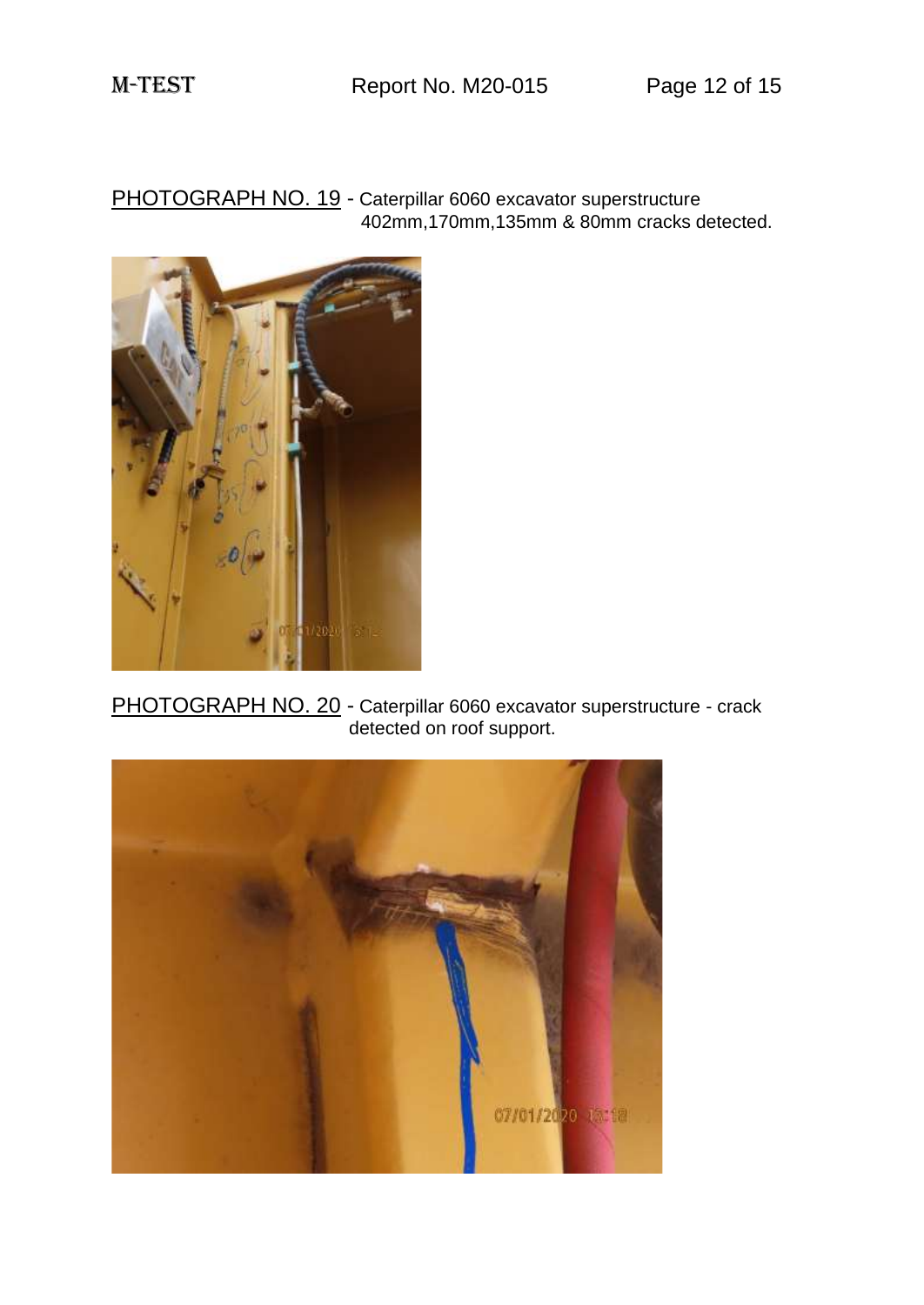PHOTOGRAPH NO. 19 - Caterpillar 6060 excavator superstructure 402mm,170mm,135mm & 80mm cracks detected.

PHOTOGRAPH NO. 20 - Caterpillar 6060 excavator superstructure - crack detected on roof support.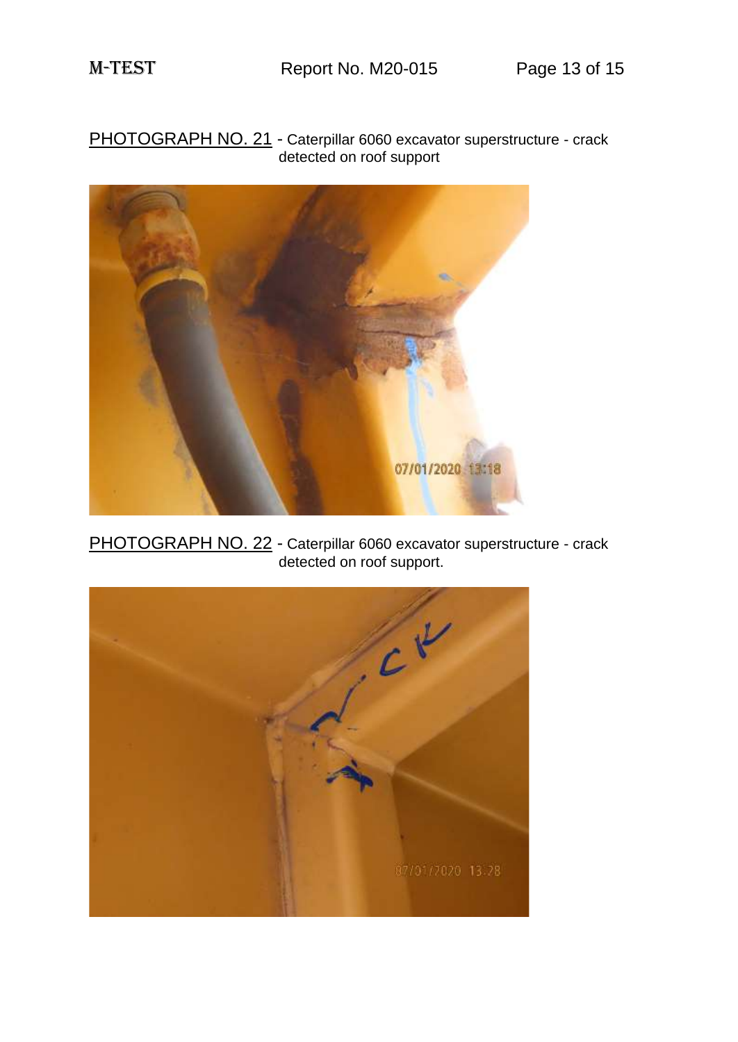PHOTOGRAPH NO. 21 - Caterpillar 6060 excavator superstructure - crack detected on roof support

PHOTOGRAPH NO. 22 - Caterpillar 6060 excavator superstructure - crack detected on roof support.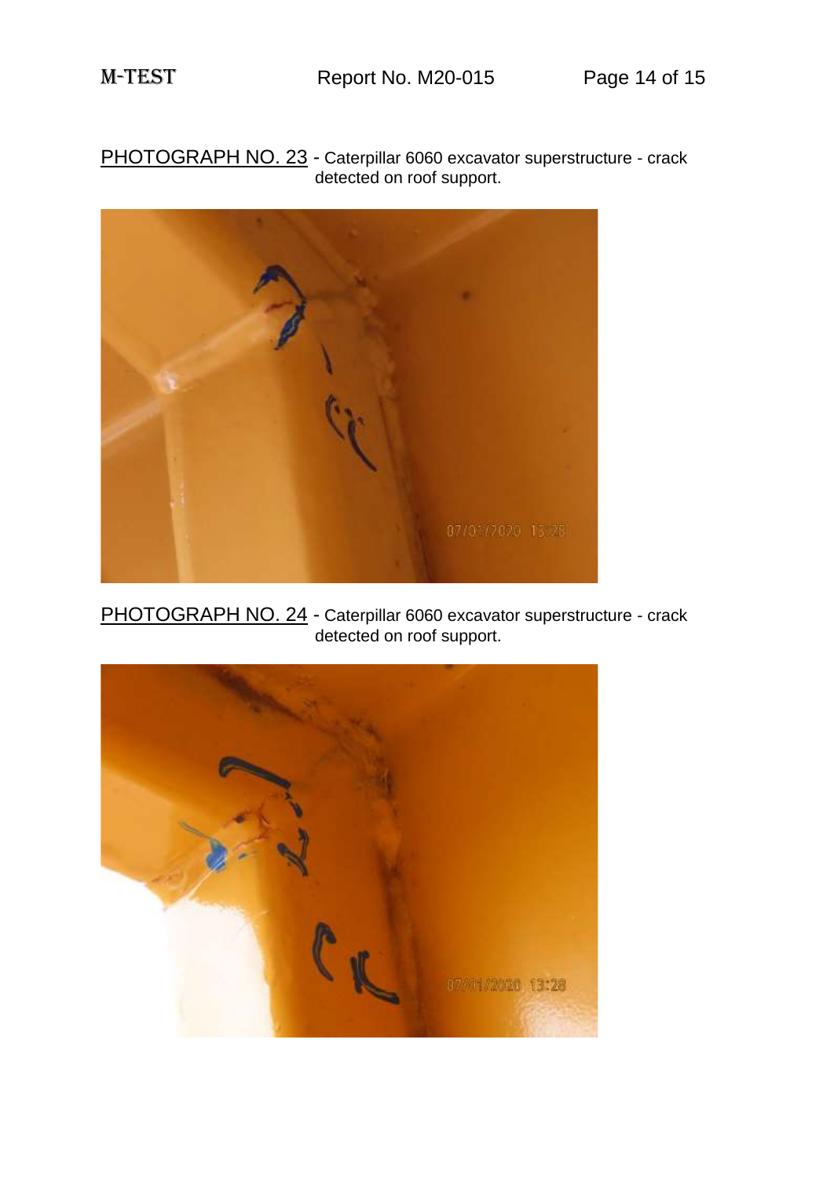PHOTOGRAPH NO. 23 - Caterpillar 6060 excavator superstructure - crack detected on roof support.

PHOTOGRAPH NO. 24 - Caterpillar 6060 excavator superstructure - crack detected on roof support.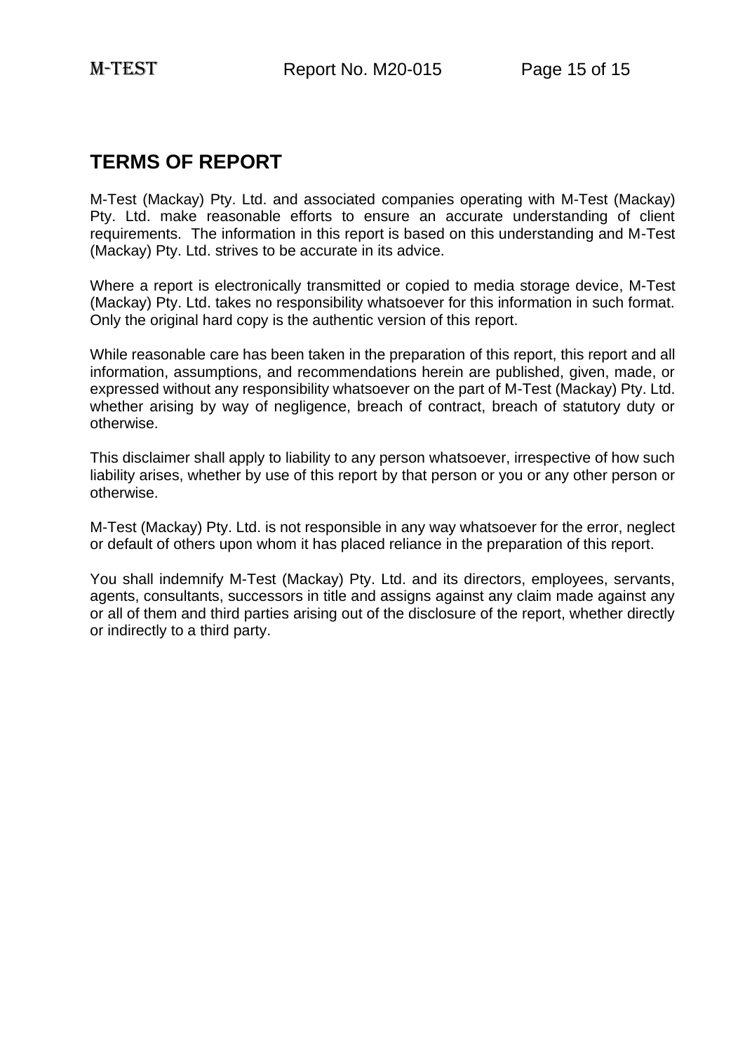# TERMS OF REPORT

M-Test (Mackay) Pty. Ltd. and associated companies operating with M-Test (Mackay) Pty. Ltd. make reasonable efforts to ensure an accurate understanding of client requirements. The information in this report is based on this understanding and M-Test (Mackay) Pty. Ltd. strives to be accurate in its advice.

Where a report is electronically transmitted or copied to media storage device, M-Test (Mackay) Pty. Ltd. takes no responsibility whatsoever for this information in such format. Only the original hard copy is the authentic version of this report.

While reasonable care has been taken in the preparation of this report, this report and all information, assumptions, and recommendations herein are published, given, made, or expressed without any responsibility whatsoever on the part of M-Test (Mackay) Pty. Ltd. whether arising by way of negligence, breach of contract, breach of statutory duty or otherwise.

This disclaimer shall apply to liability to any person whatsoever, irrespective of how such liability arises, whether by use of this report by that person or you or any other person or otherwise.

M-Test (Mackay) Pty. Ltd. is not responsible in any way whatsoever for the error, neglect or default of others upon whom it has placed reliance in the preparation of this report.

You shall indemnify M-Test (Mackay) Pty. Ltd. and its directors, employees, servants, agents, consultants, successors in title and assigns against any claim made against any or all of them and third parties arising out of the disclosure of the report, whether directly or indirectly to a third party.